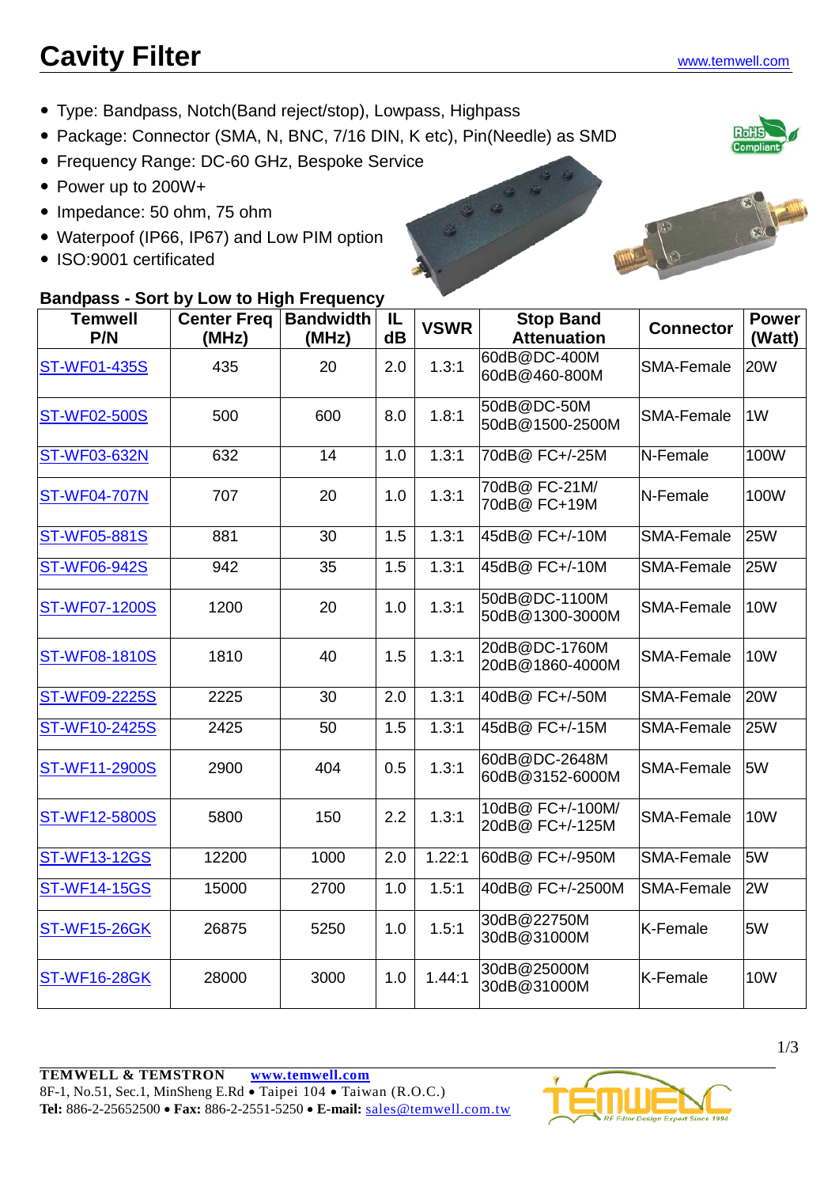# Cavity Filter

www.temwell.com

- Type: Bandpass, Notch(Band reject/stop), Lowpass, Highpass
- Package: Connector (SMA, N, BNC, 7/16 DIN, K etc), Pin(Needle) as SMD
- Frequency Range: DC-60 GHz, Bespoke Service
- Power up to 200W+
- Impedance: 50 ohm, 75 ohm
- Waterpoof (IP66, IP67) and Low PIM option
- ISO:9001 certificated

**Bandpass - Sort by Low to High Frequency**

| Temwell P/N | Center Freq (MHz) | Bandwidth (MHz) | IL dB | VSWR | Stop Band Attenuation | Connector | Power (Watt) |
|---|---|---|---|---|---|---|---|
| ST-WF01-435S | 435 | 20 | 2.0 | 1.3:1 | 60dB@DC-400M<br>60dB@460-800M | SMA-Female | 20W |
| ST-WF02-500S | 500 | 600 | 8.0 | 1.8:1 | 50dB@DC-50M<br>50dB@1500-2500M | SMA-Female | 1W |
| ST-WF03-632N | 632 | 14 | 1.0 | 1.3:1 | 70dB@ FC+/-25M | N-Female | 100W |
| ST-WF04-707N | 707 | 20 | 1.0 | 1.3:1 | 70dB@ FC-21M/<br>70dB@ FC+19M | N-Female | 100W |
| ST-WF05-881S | 881 | 30 | 1.5 | 1.3:1 | 45dB@ FC+/-10M | SMA-Female | 25W |
| ST-WF06-942S | 942 | 35 | 1.5 | 1.3:1 | 45dB@ FC+/-10M | SMA-Female | 25W |
| ST-WF07-1200S | 1200 | 20 | 1.0 | 1.3:1 | 50dB@DC-1100M<br>50dB@1300-3000M | SMA-Female | 10W |
| ST-WF08-1810S | 1810 | 40 | 1.5 | 1.3:1 | 20dB@DC-1760M<br>20dB@1860-4000M | SMA-Female | 10W |
| ST-WF09-2225S | 2225 | 30 | 2.0 | 1.3:1 | 40dB@ FC+/-50M | SMA-Female | 20W |
| ST-WF10-2425S | 2425 | 50 | 1.5 | 1.3:1 | 45dB@ FC+/-15M | SMA-Female | 25W |
| ST-WF11-2900S | 2900 | 404 | 0.5 | 1.3:1 | 60dB@DC-2648M<br>60dB@3152-6000M | SMA-Female | 5W |
| ST-WF12-5800S | 5800 | 150 | 2.2 | 1.3:1 | 10dB@ FC+/-100M/<br>20dB@ FC+/-125M | SMA-Female | 10W |
| ST-WF13-12GS | 12200 | 1000 | 2.0 | 1.22:1 | 60dB@ FC+/-950M | SMA-Female | 5W |
| ST-WF14-15GS | 15000 | 2700 | 1.0 | 1.5:1 | 40dB@ FC+/-2500M | SMA-Female | 2W |
| ST-WF15-26GK | 26875 | 5250 | 1.0 | 1.5:1 | 30dB@22750M<br>30dB@31000M | K-Female | 5W |
| ST-WF16-28GK | 28000 | 3000 | 1.0 | 1.44:1 | 30dB@25000M<br>30dB@31000M | K-Female | 10W |

**TEMWELL & TEMSTRON** www.temwell.com
8F-1, No.51, Sec.1, MinSheng E.Rd • Taipei 104 • Taiwan (R.O.C.)
**Tel:** 886-2-25652500 • **Fax:** 886-2-2551-5250 • **E-mail:** sales@temwell.com.tw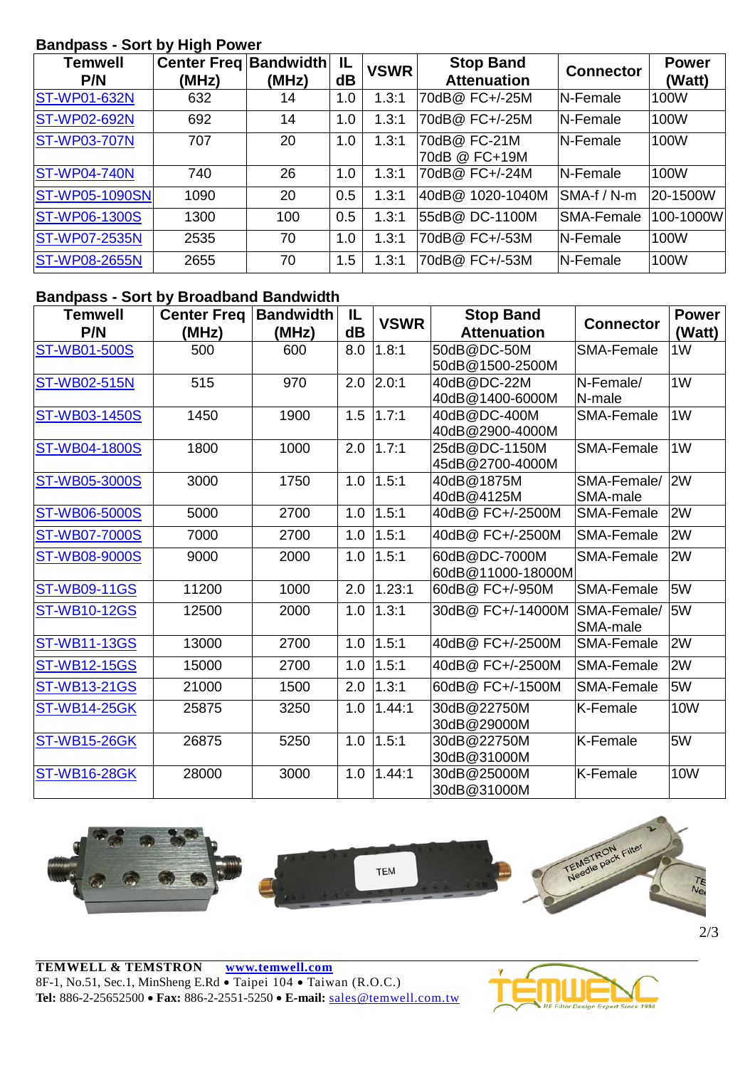### Bandpass - Sort by High Power

| Temwell P/N | Center Freq (MHz) | Bandwidth (MHz) | IL dB | VSWR | Stop Band Attenuation | Connector | Power (Watt) |
|---|---|---|---|---|---|---|---|
| ST-WP01-632N | 632 | 14 | 1.0 | 1.3:1 | 70dB@ FC+/-25M | N-Female | 100W |
| ST-WP02-692N | 692 | 14 | 1.0 | 1.3:1 | 70dB@ FC+/-25M | N-Female | 100W |
| ST-WP03-707N | 707 | 20 | 1.0 | 1.3:1 | 70dB@ FC-21M 70dB @ FC+19M | N-Female | 100W |
| ST-WP04-740N | 740 | 26 | 1.0 | 1.3:1 | 70dB@ FC+/-24M | N-Female | 100W |
| ST-WP05-1090SN | 1090 | 20 | 0.5 | 1.3:1 | 40dB@ 1020-1040M | SMA-f / N-m | 20-1500W |
| ST-WP06-1300S | 1300 | 100 | 0.5 | 1.3:1 | 55dB@ DC-1100M | SMA-Female | 100-1000W |
| ST-WP07-2535N | 2535 | 70 | 1.0 | 1.3:1 | 70dB@ FC+/-53M | N-Female | 100W |
| ST-WP08-2655N | 2655 | 70 | 1.5 | 1.3:1 | 70dB@ FC+/-53M | N-Female | 100W |

### Bandpass - Sort by Broadband Bandwidth

| Temwell P/N | Center Freq (MHz) | Bandwidth (MHz) | IL dB | VSWR | Stop Band Attenuation | Connector | Power (Watt) |
|---|---|---|---|---|---|---|---|
| ST-WB01-500S | 500 | 600 | 8.0 | 1.8:1 | 50dB@DC-50M 50dB@1500-2500M | SMA-Female | 1W |
| ST-WB02-515N | 515 | 970 | 2.0 | 2.0:1 | 40dB@DC-22M 40dB@1400-6000M | N-Female/ N-male | 1W |
| ST-WB03-1450S | 1450 | 1900 | 1.5 | 1.7:1 | 40dB@DC-400M 40dB@2900-4000M | SMA-Female | 1W |
| ST-WB04-1800S | 1800 | 1000 | 2.0 | 1.7:1 | 25dB@DC-1150M 45dB@2700-4000M | SMA-Female | 1W |
| ST-WB05-3000S | 3000 | 1750 | 1.0 | 1.5:1 | 40dB@1875M 40dB@4125M | SMA-Female/ SMA-male | 2W |
| ST-WB06-5000S | 5000 | 2700 | 1.0 | 1.5:1 | 40dB@ FC+/-2500M | SMA-Female | 2W |
| ST-WB07-7000S | 7000 | 2700 | 1.0 | 1.5:1 | 40dB@ FC+/-2500M | SMA-Female | 2W |
| ST-WB08-9000S | 9000 | 2000 | 1.0 | 1.5:1 | 60dB@DC-7000M 60dB@11000-18000M | SMA-Female | 2W |
| ST-WB09-11GS | 11200 | 1000 | 2.0 | 1.23:1 | 60dB@ FC+/-950M | SMA-Female | 5W |
| ST-WB10-12GS | 12500 | 2000 | 1.0 | 1.3:1 | 30dB@ FC+/-14000M | SMA-Female/ SMA-male | 5W |
| ST-WB11-13GS | 13000 | 2700 | 1.0 | 1.5:1 | 40dB@ FC+/-2500M | SMA-Female | 2W |
| ST-WB12-15GS | 15000 | 2700 | 1.0 | 1.5:1 | 40dB@ FC+/-2500M | SMA-Female | 2W |
| ST-WB13-21GS | 21000 | 1500 | 2.0 | 1.3:1 | 60dB@ FC+/-1500M | SMA-Female | 5W |
| ST-WB14-25GK | 25875 | 3250 | 1.0 | 1.44:1 | 30dB@22750M 30dB@29000M | K-Female | 10W |
| ST-WB15-26GK | 26875 | 5250 | 1.0 | 1.5:1 | 30dB@22750M 30dB@31000M | K-Female | 5W |
| ST-WB16-28GK | 28000 | 3000 | 1.0 | 1.44:1 | 30dB@25000M 30dB@31000M | K-Female | 10W |

**TEMWELL & TEMSTRON** www.temwell.com
8F-1, No.51, Sec.1, MinSheng E.Rd • Taipei 104 • Taiwan (R.O.C.)
**Tel:** 886-2-25652500 • **Fax:** 886-2-2551-5250 • **E-mail:** sales@temwell.com.tw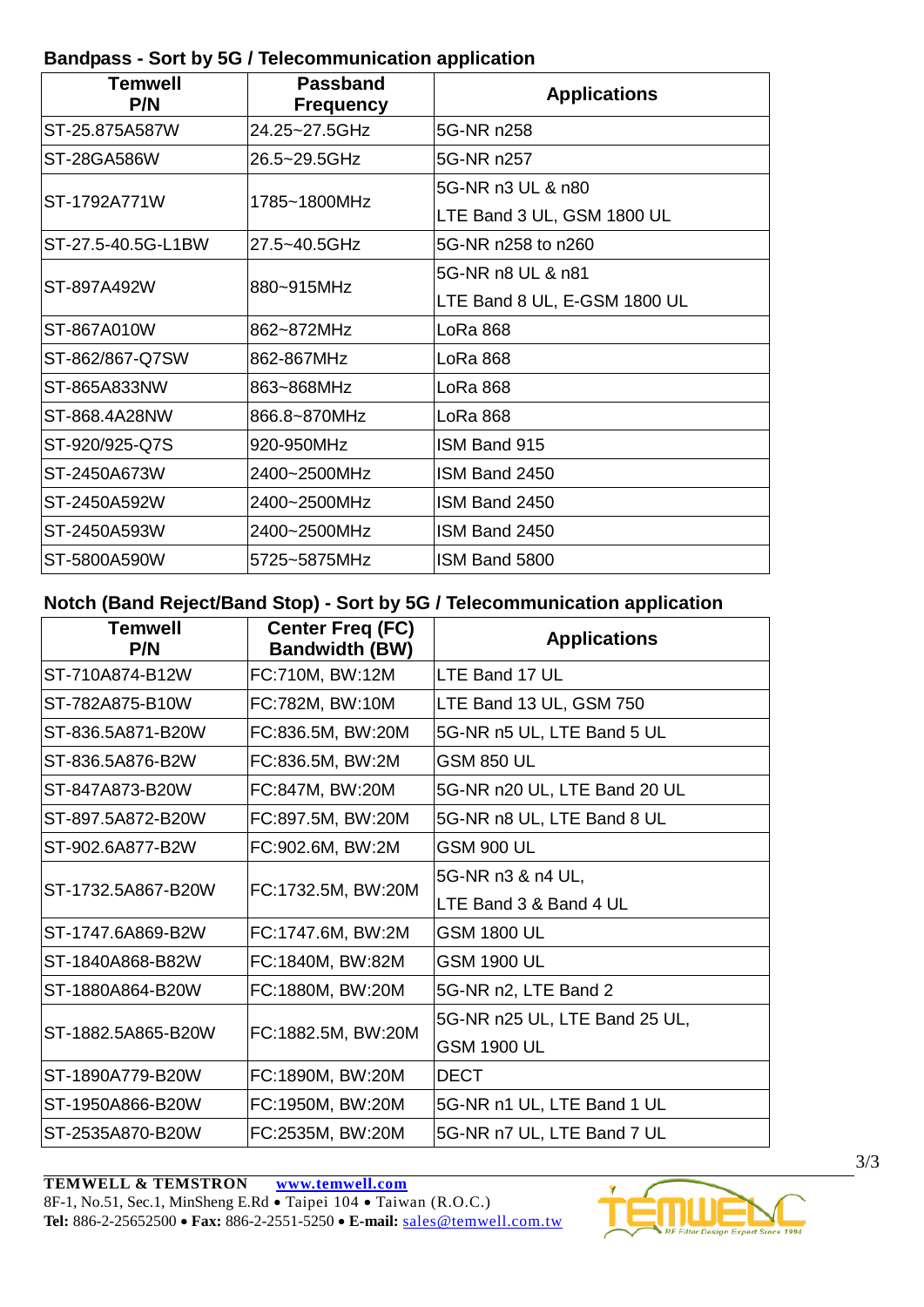**Bandpass - Sort by 5G / Telecommunication application**

| Temwell P/N | Passband Frequency | Applications |
|---|---|---|
| ST-25.875A587W | 24.25~27.5GHz | 5G-NR n258 |
| ST-28GA586W | 26.5~29.5GHz | 5G-NR n257 |
| ST-1792A771W | 1785~1800MHz | 5G-NR n3 UL & n80<br>LTE Band 3 UL, GSM 1800 UL |
| ST-27.5-40.5G-L1BW | 27.5~40.5GHz | 5G-NR n258 to n260 |
| ST-897A492W | 880~915MHz | 5G-NR n8 UL & n81<br>LTE Band 8 UL, E-GSM 1800 UL |
| ST-867A010W | 862~872MHz | LoRa 868 |
| ST-862/867-Q7SW | 862-867MHz | LoRa 868 |
| ST-865A833NW | 863~868MHz | LoRa 868 |
| ST-868.4A28NW | 866.8~870MHz | LoRa 868 |
| ST-920/925-Q7S | 920-950MHz | ISM Band 915 |
| ST-2450A673W | 2400~2500MHz | ISM Band 2450 |
| ST-2450A592W | 2400~2500MHz | ISM Band 2450 |
| ST-2450A593W | 2400~2500MHz | ISM Band 2450 |
| ST-5800A590W | 5725~5875MHz | ISM Band 5800 |

**Notch (Band Reject/Band Stop) - Sort by 5G / Telecommunication application**

| Temwell P/N | Center Freq (FC) Bandwidth (BW) | Applications |
|---|---|---|
| ST-710A874-B12W | FC:710M, BW:12M | LTE Band 17 UL |
| ST-782A875-B10W | FC:782M, BW:10M | LTE Band 13 UL, GSM 750 |
| ST-836.5A871-B20W | FC:836.5M, BW:20M | 5G-NR n5 UL, LTE Band 5 UL |
| ST-836.5A876-B2W | FC:836.5M, BW:2M | GSM 850 UL |
| ST-847A873-B20W | FC:847M, BW:20M | 5G-NR n20 UL, LTE Band 20 UL |
| ST-897.5A872-B20W | FC:897.5M, BW:20M | 5G-NR n8 UL, LTE Band 8 UL |
| ST-902.6A877-B2W | FC:902.6M, BW:2M | GSM 900 UL |
| ST-1732.5A867-B20W | FC:1732.5M, BW:20M | 5G-NR n3 & n4 UL,<br>LTE Band 3 & Band 4 UL |
| ST-1747.6A869-B2W | FC:1747.6M, BW:2M | GSM 1800 UL |
| ST-1840A868-B82W | FC:1840M, BW:82M | GSM 1900 UL |
| ST-1880A864-B20W | FC:1880M, BW:20M | 5G-NR n2, LTE Band 2 |
| ST-1882.5A865-B20W | FC:1882.5M, BW:20M | 5G-NR n25 UL, LTE Band 25 UL,<br>GSM 1900 UL |
| ST-1890A779-B20W | FC:1890M, BW:20M | DECT |
| ST-1950A866-B20W | FC:1950M, BW:20M | 5G-NR n1 UL, LTE Band 1 UL |
| ST-2535A870-B20W | FC:2535M, BW:20M | 5G-NR n7 UL, LTE Band 7 UL |

**TEMWELL & TEMSTRON** www.temwell.com
8F-1, No.51, Sec.1, MinSheng E.Rd • Taipei 104 • Taiwan (R.O.C.)
**Tel:** 886-2-25652500 • **Fax:** 886-2-2551-5250 • **E-mail:** sales@temwell.com.tw